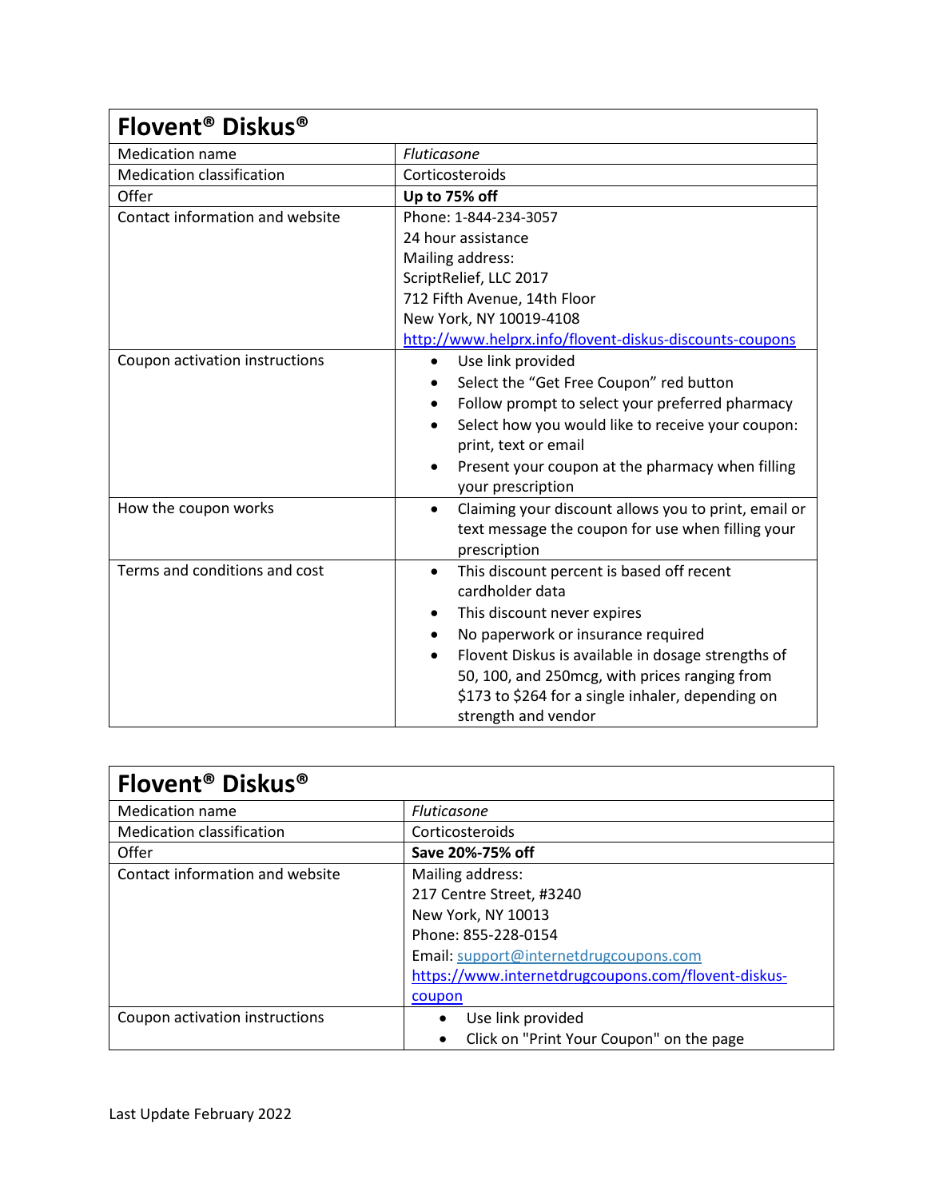| Flovent® Diskus® | |
|---|---|
| Medication name | *Fluticasone* |
| Medication classification | Corticosteroids |
| Offer | **Up to 75% off** |
| Contact information and website | Phone: 1-844-234-3057<br>24 hour assistance<br>Mailing address:<br>ScriptRelief, LLC 2017<br>712 Fifth Avenue, 14th Floor<br>New York, NY 10019-4108<br>[http://www.helprx.info/flovent-diskus-discounts-coupons](http://www.helprx.info/flovent-diskus-discounts-coupons) |
| Coupon activation instructions | • Use link provided<br>• Select the "Get Free Coupon" red button<br>• Follow prompt to select your preferred pharmacy<br>• Select how you would like to receive your coupon: print, text or email<br>• Present your coupon at the pharmacy when filling your prescription |
| How the coupon works | • Claiming your discount allows you to print, email or text message the coupon for use when filling your prescription |
| Terms and conditions and cost | • This discount percent is based off recent cardholder data<br>• This discount never expires<br>• No paperwork or insurance required<br>• Flovent Diskus is available in dosage strengths of 50, 100, and 250mcg, with prices ranging from $173 to $264 for a single inhaler, depending on strength and vendor |

| Flovent® Diskus® | |
|---|---|
| Medication name | *Fluticasone* |
| Medication classification | Corticosteroids |
| Offer | **Save 20%-75% off** |
| Contact information and website | Mailing address:<br>217 Centre Street, #3240<br>New York, NY 10013<br>Phone: 855-228-0154<br>Email: [support@internetdrugcoupons.com](mailto:support@internetdrugcoupons.com)<br>[https://www.internetdrugcoupons.com/flovent-diskus-coupon](https://www.internetdrugcoupons.com/flovent-diskus-coupon) |
| Coupon activation instructions | • Use link provided<br>• Click on "Print Your Coupon" on the page |

Last Update February 2022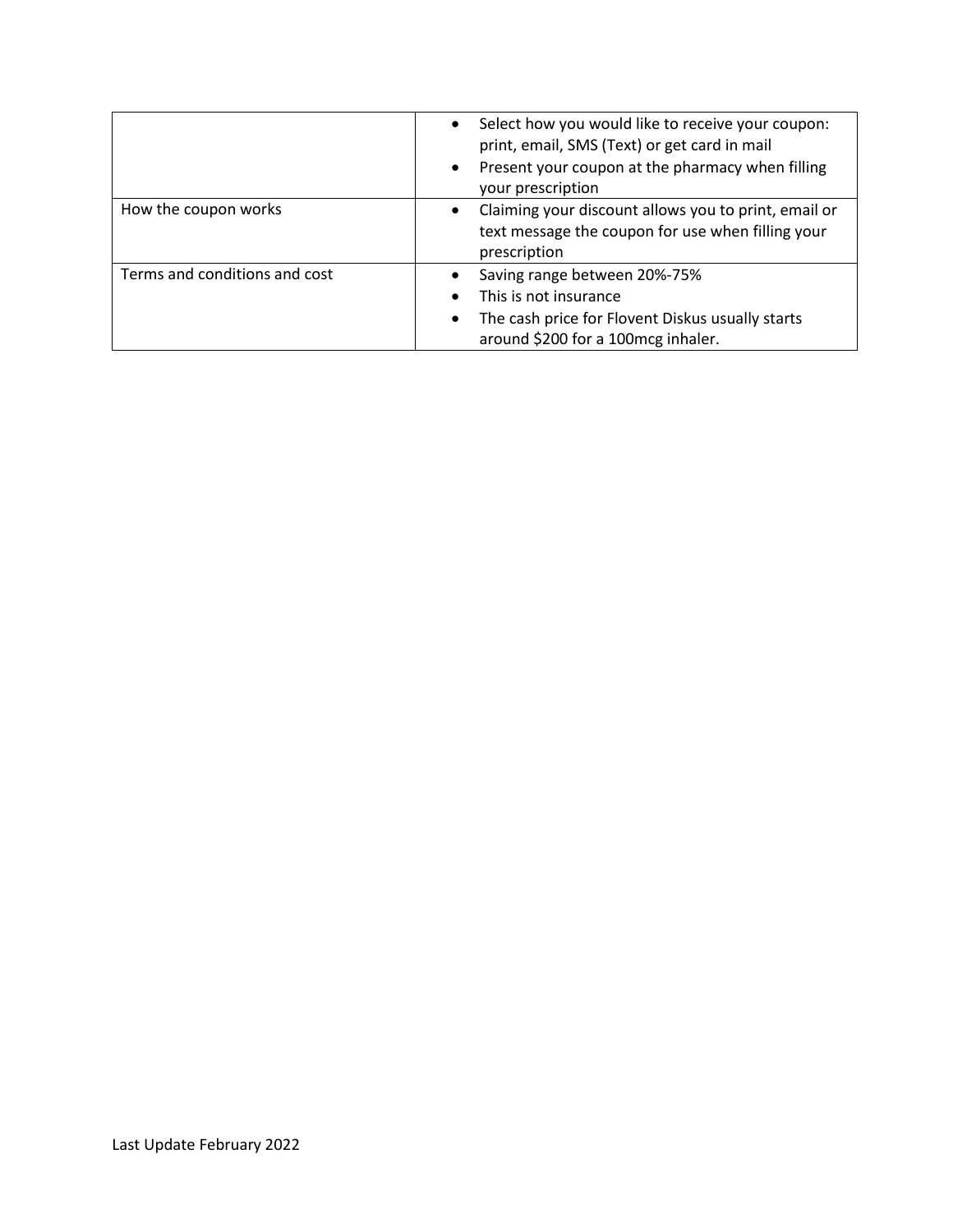| | |
|---|---|
| | • Select how you would like to receive your coupon: print, email, SMS (Text) or get card in mail<br>• Present your coupon at the pharmacy when filling your prescription |
| How the coupon works | • Claiming your discount allows you to print, email or text message the coupon for use when filling your prescription |
| Terms and conditions and cost | • Saving range between 20%-75%<br>• This is not insurance<br>• The cash price for Flovent Diskus usually starts around $200 for a 100mcg inhaler. |

Last Update February 2022